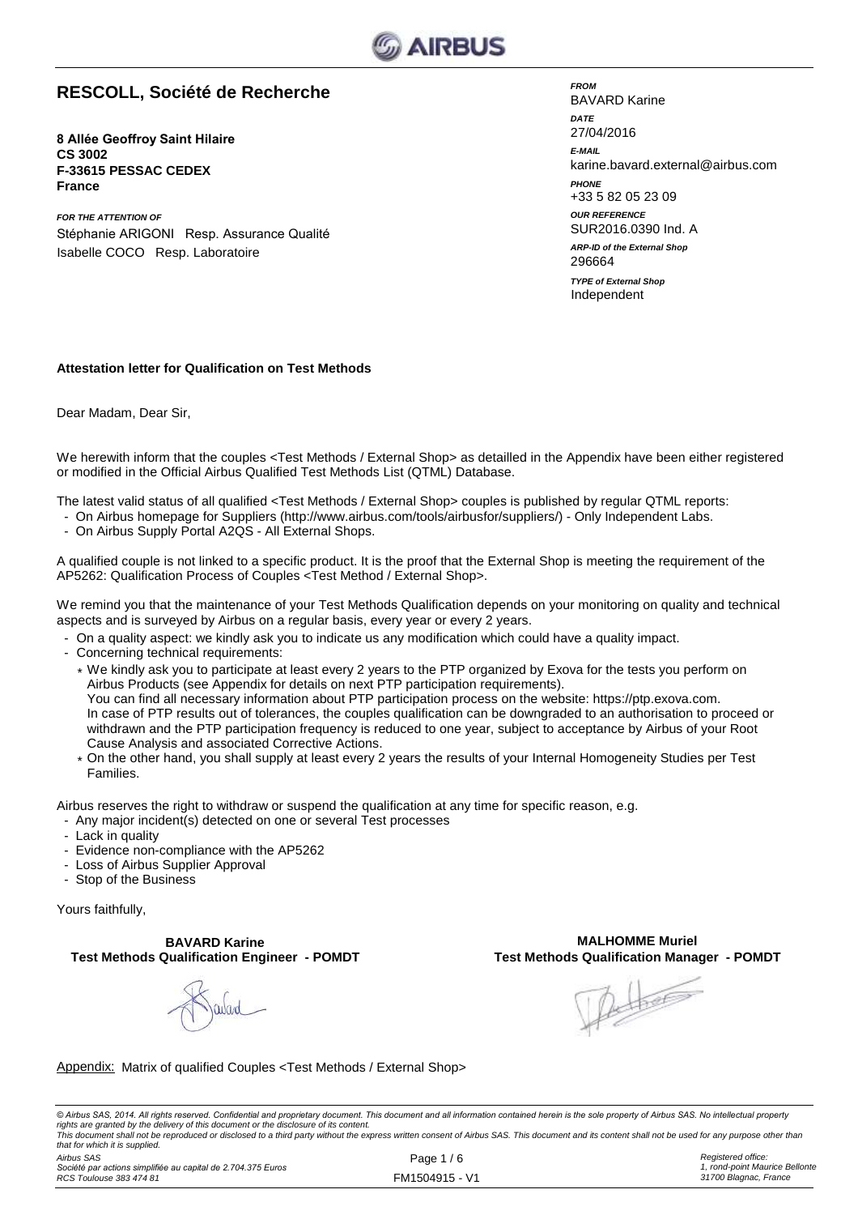## RESCOLL, Société de Recherche

**8 Allée Geoffroy Saint Hilaire**
**CS 3002**
**F-33615 PESSAC CEDEX**
**France**

***FOR THE ATTENTION OF***
Stéphanie ARIGONI Resp. Assurance Qualité
Isabelle COCO Resp. Laboratoire

***FROM***
BAVARD Karine

***DATE***
27/04/2016

***E-MAIL***
karine.bavard.external@airbus.com

***PHONE***
+33 5 82 05 23 09

***OUR REFERENCE***
SUR2016.0390 Ind. A

***ARP-ID of the External Shop***
296664

***TYPE of External Shop***
Independent

**Attestation letter for Qualification on Test Methods**

Dear Madam, Dear Sir,

We herewith inform that the couples <Test Methods / External Shop> as detailled in the Appendix have been either registered or modified in the Official Airbus Qualified Test Methods List (QTML) Database.

The latest valid status of all qualified <Test Methods / External Shop> couples is published by regular QTML reports:

- On Airbus homepage for Suppliers (http://www.airbus.com/tools/airbusfor/suppliers/) - Only Independent Labs.
- On Airbus Supply Portal A2QS - All External Shops.

A qualified couple is not linked to a specific product. It is the proof that the External Shop is meeting the requirement of the AP5262: Qualification Process of Couples <Test Method / External Shop>.

We remind you that the maintenance of your Test Methods Qualification depends on your monitoring on quality and technical aspects and is surveyed by Airbus on a regular basis, every year or every 2 years.

- On a quality aspect: we kindly ask you to indicate us any modification which could have a quality impact.
- Concerning technical requirements:
  - We kindly ask you to participate at least every 2 years to the PTP organized by Exova for the tests you perform on Airbus Products (see Appendix for details on next PTP participation requirements).
    You can find all necessary information about PTP participation process on the website: https://ptp.exova.com.
    In case of PTP results out of tolerances, the couples qualification can be downgraded to an authorisation to proceed or withdrawn and the PTP participation frequency is reduced to one year, subject to acceptance by Airbus of your Root Cause Analysis and associated Corrective Actions.
  - On the other hand, you shall supply at least every 2 years the results of your Internal Homogeneity Studies per Test Families.

Airbus reserves the right to withdraw or suspend the qualification at any time for specific reason, e.g.

- Any major incident(s) detected on one or several Test processes
- Lack in quality
- Evidence non-compliance with the AP5262
- Loss of Airbus Supplier Approval
- Stop of the Business

Yours faithfully,

**BAVARD Karine**
**Test Methods Qualification Engineer - POMDT**

**MALHOMME Muriel**
**Test Methods Qualification Manager - POMDT**

Appendix: Matrix of qualified Couples <Test Methods / External Shop>

*© Airbus SAS, 2014. All rights reserved. Confidential and proprietary document. This document and all information contained herein is the sole property of Airbus SAS. No intellectual property rights are granted by the delivery of this document or the disclosure of its content.*
*This document shall not be reproduced or disclosed to a third party without the express written consent of Airbus SAS. This document and its content shall not be used for any purpose other than that for which it is supplied.*

*Airbus SAS*
*Société par actions simplifiée au capital de 2.704.375 Euros*
*RCS Toulouse 383 474 81*

FM1504915 - V1

*Registered office:*
*1, rond-point Maurice Bellonte*
*31700 Blagnac, France*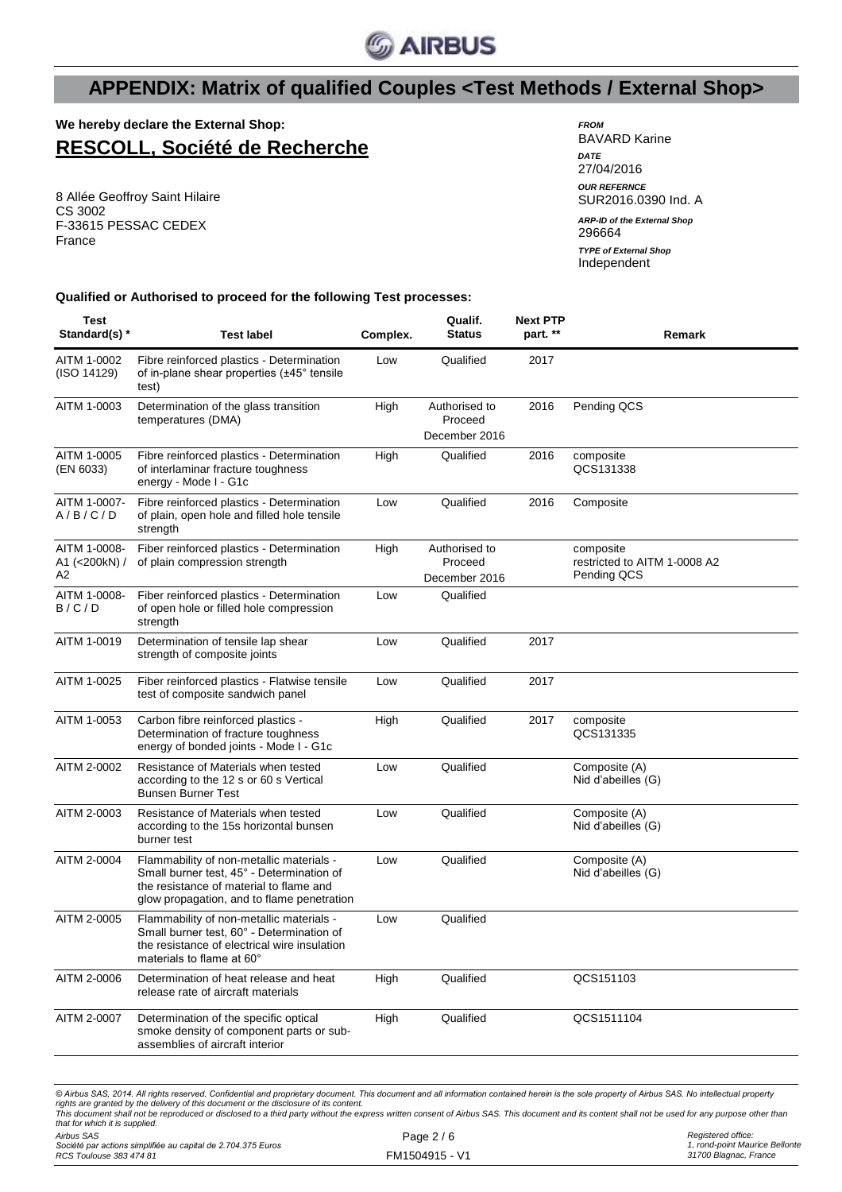# APPENDIX: Matrix of qualified Couples <Test Methods / External Shop>

**We hereby declare the External Shop:**

## RESCOLL, Société de Recherche

8 Allée Geoffroy Saint Hilaire
CS 3002
F-33615 PESSAC CEDEX
France

*FROM*
BAVARD Karine

*DATE*
27/04/2016

*OUR REFERNCE*
SUR2016.0390 Ind. A

*ARP-ID of the External Shop*
296664

*TYPE of External Shop*
Independent

**Qualified or Authorised to proceed for the following Test processes:**

| Test Standard(s) * | Test label | Complex. | Qualif. Status | Next PTP part. ** | Remark |
|---|---|---|---|---|---|
| AITM 1-0002 (ISO 14129) | Fibre reinforced plastics - Determination of in-plane shear properties (±45° tensile test) | Low | Qualified | 2017 | |
| AITM 1-0003 | Determination of the glass transition temperatures (DMA) | High | Authorised to Proceed December 2016 | 2016 | Pending QCS |
| AITM 1-0005 (EN 6033) | Fibre reinforced plastics - Determination of interlaminar fracture toughness energy - Mode I - G1c | High | Qualified | 2016 | composite QCS131338 |
| AITM 1-0007-A / B / C / D | Fibre reinforced plastics - Determination of plain, open hole and filled hole tensile strength | Low | Qualified | 2016 | Composite |
| AITM 1-0008-A1 (<200kN) / A2 | Fiber reinforced plastics - Determination of plain compression strength | High | Authorised to Proceed December 2016 | | composite restricted to AITM 1-0008 A2 Pending QCS |
| AITM 1-0008-B / C / D | Fiber reinforced plastics - Determination of open hole or filled hole compression strength | Low | Qualified | | |
| AITM 1-0019 | Determination of tensile lap shear strength of composite joints | Low | Qualified | 2017 | |
| AITM 1-0025 | Fiber reinforced plastics - Flatwise tensile test of composite sandwich panel | Low | Qualified | 2017 | |
| AITM 1-0053 | Carbon fibre reinforced plastics - Determination of fracture toughness energy of bonded joints - Mode I - G1c | High | Qualified | 2017 | composite QCS131335 |
| AITM 2-0002 | Resistance of Materials when tested according to the 12 s or 60 s Vertical Bunsen Burner Test | Low | Qualified | | Composite (A) Nid d'abeilles (G) |
| AITM 2-0003 | Resistance of Materials when tested according to the 15s horizontal bunsen burner test | Low | Qualified | | Composite (A) Nid d'abeilles (G) |
| AITM 2-0004 | Flammability of non-metallic materials - Small burner test, 45° - Determination of the resistance of material to flame and glow propagation, and to flame penetration | Low | Qualified | | Composite (A) Nid d'abeilles (G) |
| AITM 2-0005 | Flammability of non-metallic materials - Small burner test, 60° - Determination of the resistance of electrical wire insulation materials to flame at 60° | Low | Qualified | | |
| AITM 2-0006 | Determination of heat release and heat release rate of aircraft materials | High | Qualified | | QCS151103 |
| AITM 2-0007 | Determination of the specific optical smoke density of component parts or sub-assemblies of aircraft interior | High | Qualified | | QCS1511104 |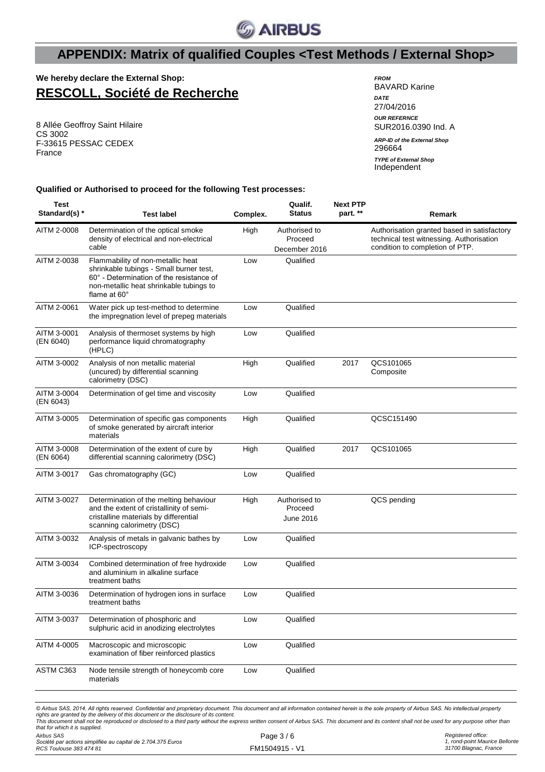# APPENDIX: Matrix of qualified Couples <Test Methods / External Shop>

**We hereby declare the External Shop:**

## RESCOLL, Société de Recherche

8 Allée Geoffroy Saint Hilaire
CS 3002
F-33615 PESSAC CEDEX
France

***FROM***
BAVARD Karine

***DATE***
27/04/2016

***OUR REFERNCE***
SUR2016.0390 Ind. A

***ARP-ID of the External Shop***
296664

***TYPE of External Shop***
Independent

**Qualified or Authorised to proceed for the following Test processes:**

| Test Standard(s) * | Test label | Complex. | Qualif. Status | Next PTP part. ** | Remark |
|---|---|---|---|---|---|
| AITM 2-0008 | Determination of the optical smoke density of electrical and non-electrical cable | High | Authorised to Proceed December 2016 | | Authorisation granted based in satisfactory technical test witnessing. Authorisation condition to completion of PTP. |
| AITM 2-0038 | Flammability of non-metallic heat shrinkable tubings - Small burner test, 60° - Determination of the resistance of non-metallic heat shrinkable tubings to flame at 60° | Low | Qualified | | |
| AITM 2-0061 | Water pick up test-method to determine the impregnation level of prepeg materials | Low | Qualified | | |
| AITM 3-0001 (EN 6040) | Analysis of thermoset systems by high performance liquid chromatography (HPLC) | Low | Qualified | | |
| AITM 3-0002 | Analysis of non metallic material (uncured) by differential scanning calorimetry (DSC) | High | Qualified | 2017 | QCS101065 Composite |
| AITM 3-0004 (EN 6043) | Determination of gel time and viscosity | Low | Qualified | | |
| AITM 3-0005 | Determination of specific gas components of smoke generated by aircraft interior materials | High | Qualified | | QCSC151490 |
| AITM 3-0008 (EN 6064) | Determination of the extent of cure by differential scanning calorimetry (DSC) | High | Qualified | 2017 | QCS101065 |
| AITM 3-0017 | Gas chromatography (GC) | Low | Qualified | | |
| AITM 3-0027 | Determination of the melting behaviour and the extent of cristallinity of semi-cristalline materials by differential scanning calorimetry (DSC) | High | Authorised to Proceed June 2016 | | QCS pending |
| AITM 3-0032 | Analysis of metals in galvanic bathes by ICP-spectroscopy | Low | Qualified | | |
| AITM 3-0034 | Combined determination of free hydroxide and aluminium in alkaline surface treatment baths | Low | Qualified | | |
| AITM 3-0036 | Determination of hydrogen ions in surface treatment baths | Low | Qualified | | |
| AITM 3-0037 | Determination of phosphoric and sulphuric acid in anodizing electrolytes | Low | Qualified | | |
| AITM 4-0005 | Macroscopic and microscopic examination of fiber reinforced plastics | Low | Qualified | | |
| ASTM C363 | Node tensile strength of honeycomb core materials | Low | Qualified | | |

*© Airbus SAS, 2014. All rights reserved. Confidential and proprietary document. This document and all information contained herein is the sole property of Airbus SAS. No intellectual property rights are granted by the delivery of this document or the disclosure of its content. This document shall not be reproduced or disclosed to a third party without the express written consent of Airbus SAS. This document and its content shall not be used for any purpose other than that for which it is supplied.*

*Airbus SAS*
*Société par actions simplifiée au capital de 2.704.375 Euros*
*RCS Toulouse 383 474 81*

FM1504915 - V1

*Registered office:*
*1, rond-point Maurice Bellonte*
*31700 Blagnac, France*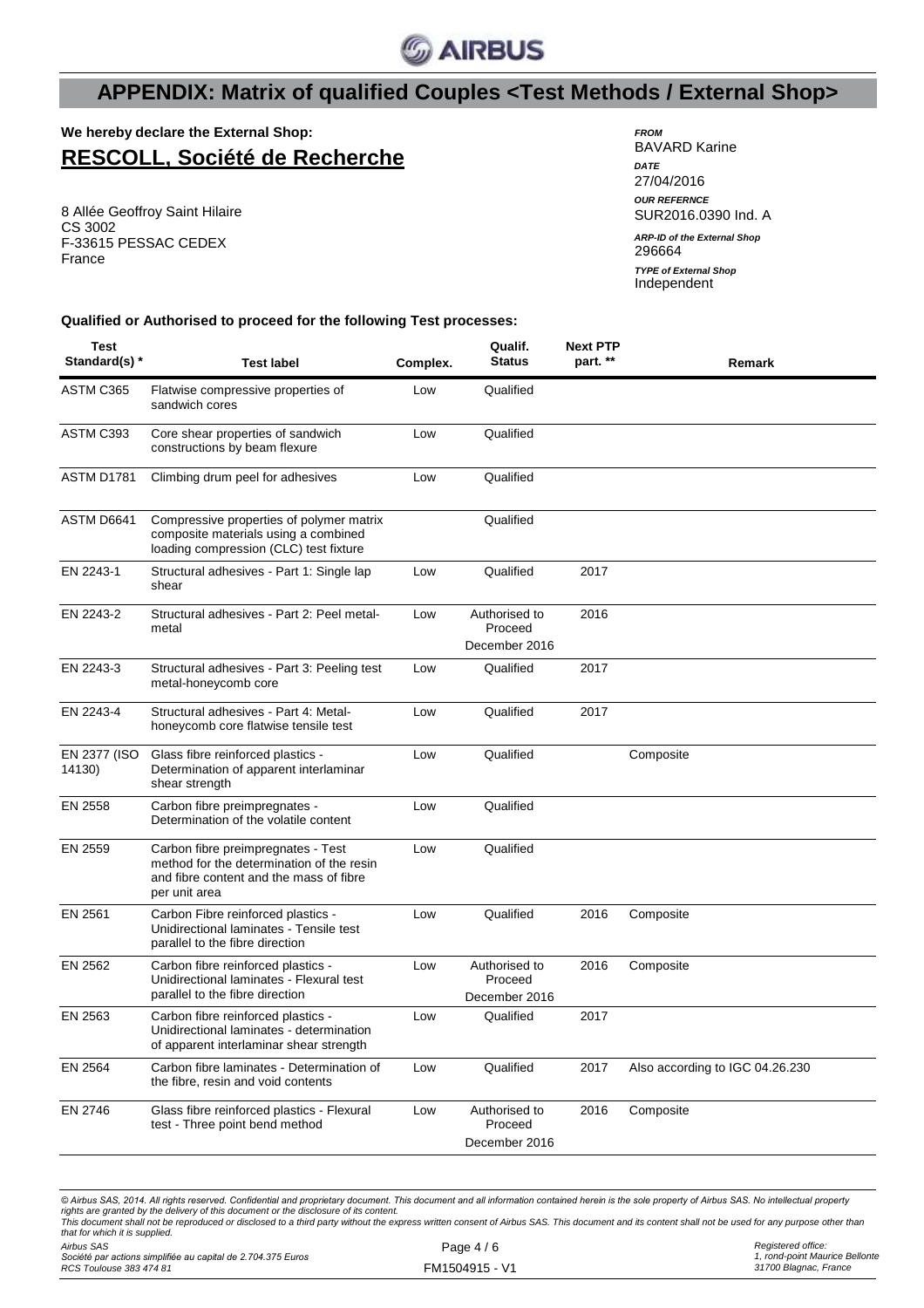# APPENDIX: Matrix of qualified Couples <Test Methods / External Shop>

**We hereby declare the External Shop:**

## RESCOLL, Société de Recherche

8 Allée Geoffroy Saint Hilaire
CS 3002
F-33615 PESSAC CEDEX
France

***FROM***
BAVARD Karine

***DATE***
27/04/2016

***OUR REFERNCE***
SUR2016.0390 Ind. A

***ARP-ID of the External Shop***
296664

***TYPE of External Shop***
Independent

**Qualified or Authorised to proceed for the following Test processes:**

| Test Standard(s) * | Test label | Complex. | Qualif. Status | Next PTP part. ** | Remark |
|---|---|---|---|---|---|
| ASTM C365 | Flatwise compressive properties of sandwich cores | Low | Qualified | | |
| ASTM C393 | Core shear properties of sandwich constructions by beam flexure | Low | Qualified | | |
| ASTM D1781 | Climbing drum peel for adhesives | Low | Qualified | | |
| ASTM D6641 | Compressive properties of polymer matrix composite materials using a combined loading compression (CLC) test fixture | | Qualified | | |
| EN 2243-1 | Structural adhesives - Part 1: Single lap shear | Low | Qualified | 2017 | |
| EN 2243-2 | Structural adhesives - Part 2: Peel metal-metal | Low | Authorised to Proceed December 2016 | 2016 | |
| EN 2243-3 | Structural adhesives - Part 3: Peeling test metal-honeycomb core | Low | Qualified | 2017 | |
| EN 2243-4 | Structural adhesives - Part 4: Metal-honeycomb core flatwise tensile test | Low | Qualified | 2017 | |
| EN 2377 (ISO 14130) | Glass fibre reinforced plastics - Determination of apparent interlaminar shear strength | Low | Qualified | | Composite |
| EN 2558 | Carbon fibre preimpregnates - Determination of the volatile content | Low | Qualified | | |
| EN 2559 | Carbon fibre preimpregnates - Test method for the determination of the resin and fibre content and the mass of fibre per unit area | Low | Qualified | | |
| EN 2561 | Carbon Fibre reinforced plastics - Unidirectional laminates - Tensile test parallel to the fibre direction | Low | Qualified | 2016 | Composite |
| EN 2562 | Carbon fibre reinforced plastics - Unidirectional laminates - Flexural test parallel to the fibre direction | Low | Authorised to Proceed December 2016 | 2016 | Composite |
| EN 2563 | Carbon fibre reinforced plastics - Unidirectional laminates - determination of apparent interlaminar shear strength | Low | Qualified | 2017 | |
| EN 2564 | Carbon fibre laminates - Determination of the fibre, resin and void contents | Low | Qualified | 2017 | Also according to IGC 04.26.230 |
| EN 2746 | Glass fibre reinforced plastics - Flexural test - Three point bend method | Low | Authorised to Proceed December 2016 | 2016 | Composite |

*© Airbus SAS, 2014. All rights reserved. Confidential and proprietary document. This document and all information contained herein is the sole property of Airbus SAS. No intellectual property rights are granted by the delivery of this document or the disclosure of its content.*
*This document shall not be reproduced or disclosed to a third party without the express written consent of Airbus SAS. This document and its content shall not be used for any purpose other than that for which it is supplied.*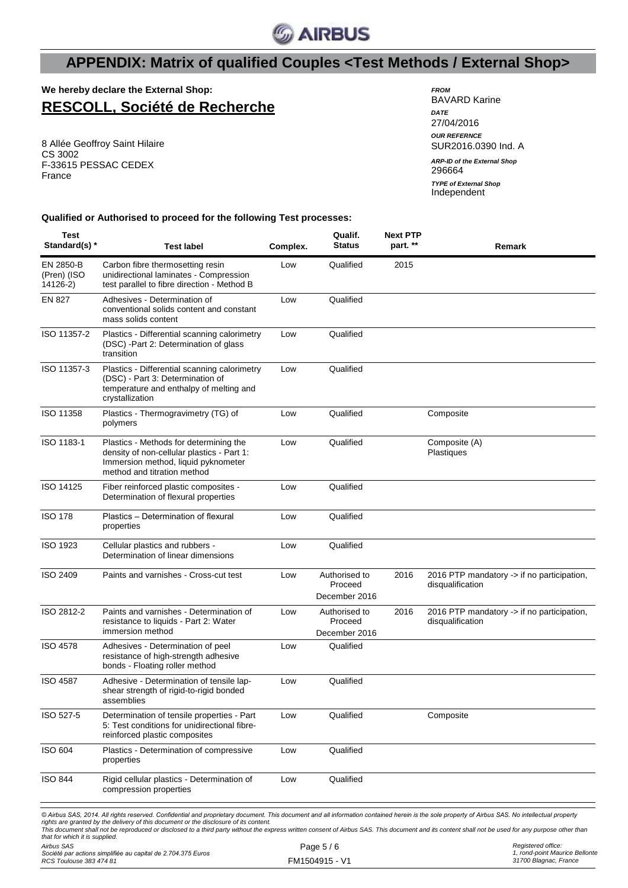# APPENDIX: Matrix of qualified Couples <Test Methods / External Shop>

**We hereby declare the External Shop:**

## RESCOLL, Société de Recherche

8 Allée Geoffroy Saint Hilaire
CS 3002
F-33615 PESSAC CEDEX
France

***FROM***
BAVARD Karine

***DATE***
27/04/2016

***OUR REFERNCE***
SUR2016.0390 Ind. A

***ARP-ID of the External Shop***
296664

***TYPE of External Shop***
Independent

**Qualified or Authorised to proceed for the following Test processes:**

| Test Standard(s) * | Test label | Complex. | Qualif. Status | Next PTP part. ** | Remark |
|---|---|---|---|---|---|
| EN 2850-B (Pren) (ISO 14126-2) | Carbon fibre thermosetting resin unidirectional laminates - Compression test parallel to fibre direction - Method B | Low | Qualified | 2015 | |
| EN 827 | Adhesives - Determination of conventional solids content and constant mass solids content | Low | Qualified | | |
| ISO 11357-2 | Plastics - Differential scanning calorimetry (DSC) -Part 2: Determination of glass transition | Low | Qualified | | |
| ISO 11357-3 | Plastics - Differential scanning calorimetry (DSC) - Part 3: Determination of temperature and enthalpy of melting and crystallization | Low | Qualified | | |
| ISO 11358 | Plastics - Thermogravimetry (TG) of polymers | Low | Qualified | | Composite |
| ISO 1183-1 | Plastics - Methods for determining the density of non-cellular plastics - Part 1: Immersion method, liquid pyknometer method and titration method | Low | Qualified | | Composite (A) Plastiques |
| ISO 14125 | Fiber reinforced plastic composites - Determination of flexural properties | Low | Qualified | | |
| ISO 178 | Plastics – Determination of flexural properties | Low | Qualified | | |
| ISO 1923 | Cellular plastics and rubbers - Determination of linear dimensions | Low | Qualified | | |
| ISO 2409 | Paints and varnishes - Cross-cut test | Low | Authorised to Proceed December 2016 | 2016 | 2016 PTP mandatory -> if no participation, disqualification |
| ISO 2812-2 | Paints and varnishes - Determination of resistance to liquids - Part 2: Water immersion method | Low | Authorised to Proceed December 2016 | 2016 | 2016 PTP mandatory -> if no participation, disqualification |
| ISO 4578 | Adhesives - Determination of peel resistance of high-strength adhesive bonds - Floating roller method | Low | Qualified | | |
| ISO 4587 | Adhesive - Determination of tensile lap-shear strength of rigid-to-rigid bonded assemblies | Low | Qualified | | |
| ISO 527-5 | Determination of tensile properties - Part 5: Test conditions for unidirectional fibre-reinforced plastic composites | Low | Qualified | | Composite |
| ISO 604 | Plastics - Determination of compressive properties | Low | Qualified | | |
| ISO 844 | Rigid cellular plastics - Determination of compression properties | Low | Qualified | | |

*© Airbus SAS, 2014. All rights reserved. Confidential and proprietary document. This document and all information contained herein is the sole property of Airbus SAS. No intellectual property rights are granted by the delivery of this document or the disclosure of its content.*
*This document shall not be reproduced or disclosed to a third party without the express written consent of Airbus SAS. This document and its content shall not be used for any purpose other than that for which it is supplied.*

*Airbus SAS*
*Société par actions simplifiée au capital de 2.704.375 Euros*
*RCS Toulouse 383 474 81*

FM1504915 - V1

*Registered office:*
*1, rond-point Maurice Bellonte*
*31700 Blagnac, France*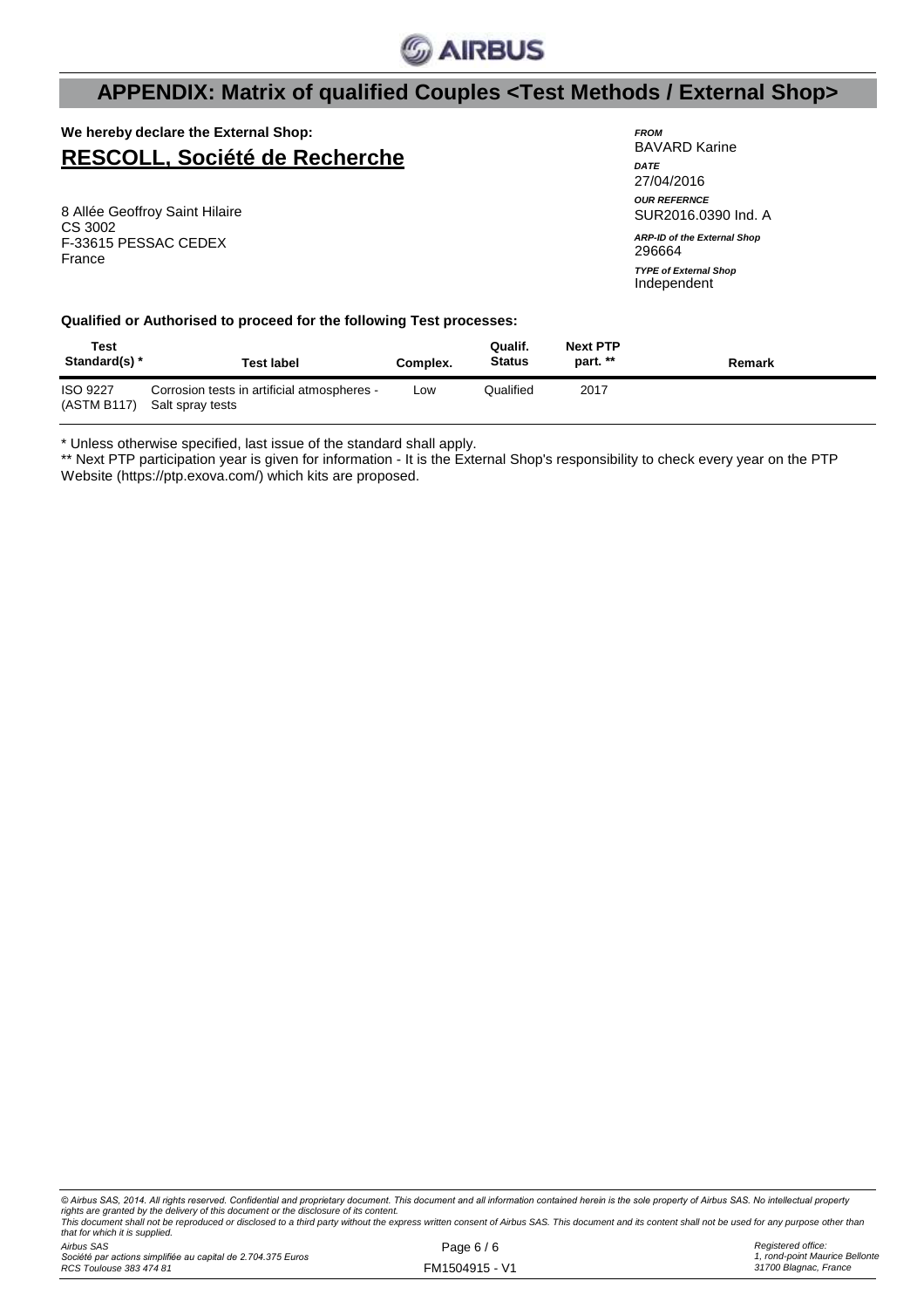# APPENDIX: Matrix of qualified Couples <Test Methods / External Shop>

**We hereby declare the External Shop:**

## RESCOLL, Société de Recherche

8 Allée Geoffroy Saint Hilaire
CS 3002
F-33615 PESSAC CEDEX
France

***FROM***
BAVARD Karine

***DATE***
27/04/2016

***OUR REFERNCE***
SUR2016.0390 Ind. A

***ARP-ID of the External Shop***
296664

***TYPE of External Shop***
Independent

**Qualified or Authorised to proceed for the following Test processes:**

| Test Standard(s) * | Test label | Complex. | Qualif. Status | Next PTP part. ** | Remark |
|---|---|---|---|---|---|
| ISO 9227 (ASTM B117) | Corrosion tests in artificial atmospheres - Salt spray tests | Low | Qualified | 2017 | |

\* Unless otherwise specified, last issue of the standard shall apply.

** Next PTP participation year is given for information - It is the External Shop's responsibility to check every year on the PTP Website (https://ptp.exova.com/) which kits are proposed.

*© Airbus SAS, 2014. All rights reserved. Confidential and proprietary document. This document and all information contained herein is the sole property of Airbus SAS. No intellectual property rights are granted by the delivery of this document or the disclosure of its content.*
*This document shall not be reproduced or disclosed to a third party without the express written consent of Airbus SAS. This document and its content shall not be used for any purpose other than that for which it is supplied.*

*Airbus SAS*
*Société par actions simplifiée au capital de 2.704.375 Euros*
*RCS Toulouse 383 474 81*

FM1504915 - V1

*Registered office:*
*1, rond-point Maurice Bellonte*
*31700 Blagnac, France*